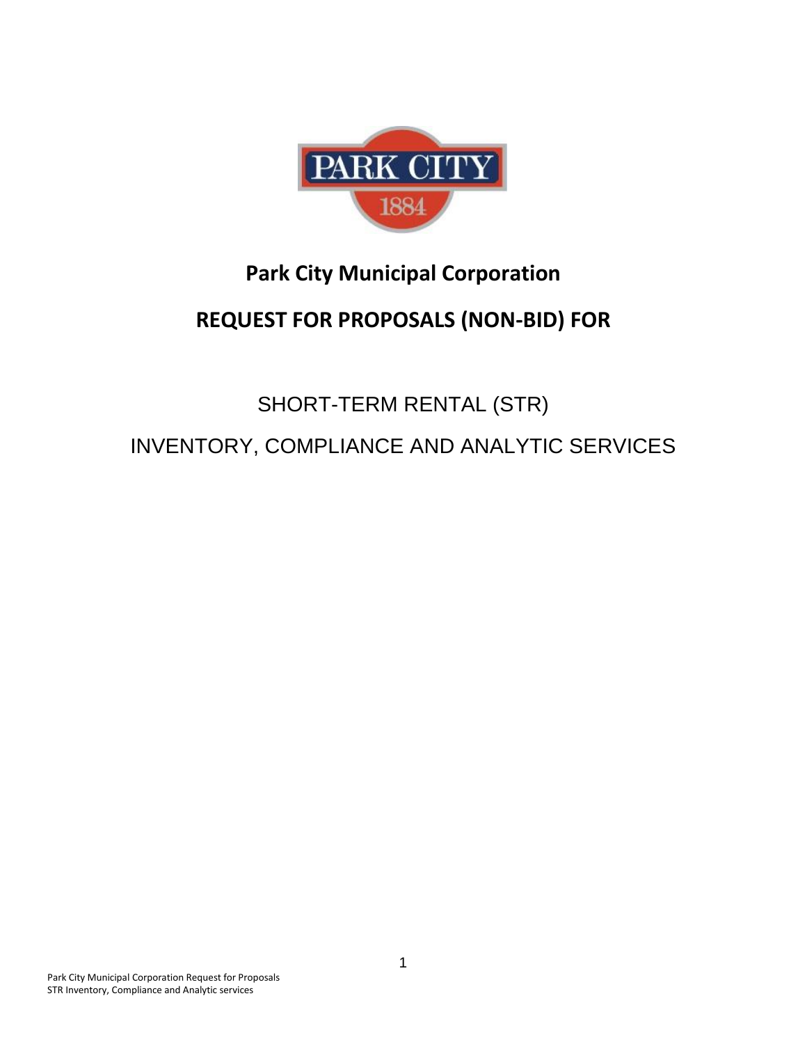# Park City Municipal Corporation

## REQUEST FOR PROPOSALS (NON-BID) FOR

SHORT-TERM RENTAL (STR)

INVENTORY, COMPLIANCE AND ANALYTIC SERVICES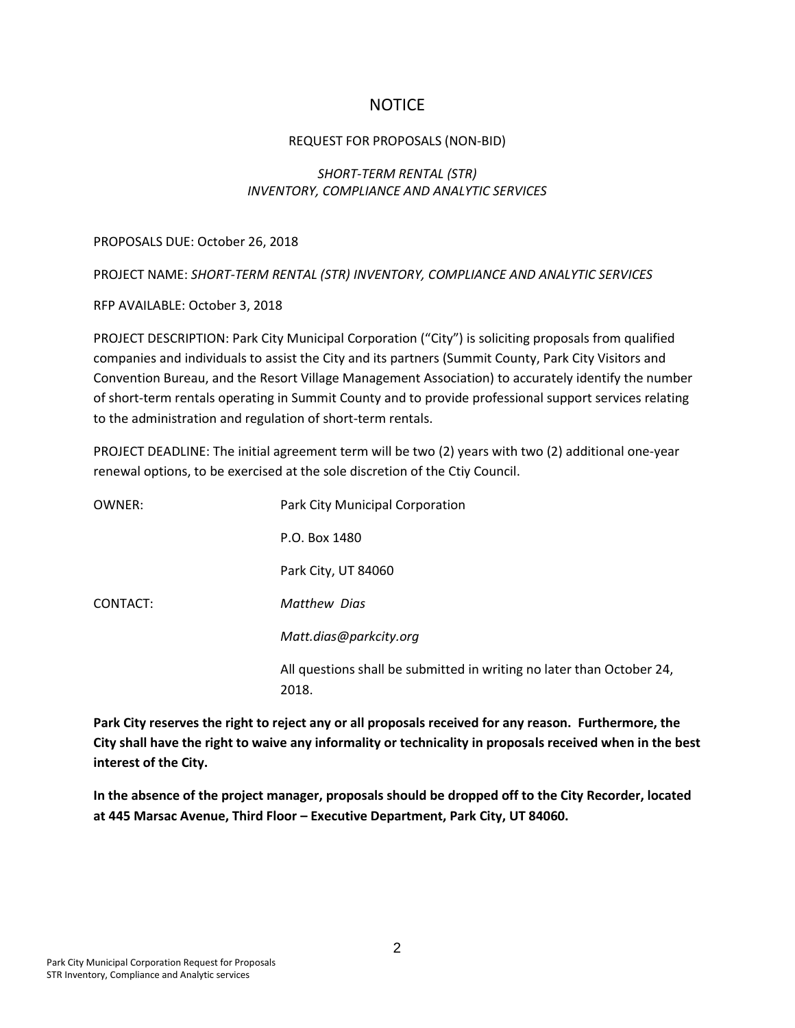# NOTICE

REQUEST FOR PROPOSALS (NON-BID)

*SHORT-TERM RENTAL (STR)*
*INVENTORY, COMPLIANCE AND ANALYTIC SERVICES*

PROPOSALS DUE: October 26, 2018

PROJECT NAME: *SHORT-TERM RENTAL (STR) INVENTORY, COMPLIANCE AND ANALYTIC SERVICES*

RFP AVAILABLE: October 3, 2018

PROJECT DESCRIPTION: Park City Municipal Corporation ("City") is soliciting proposals from qualified companies and individuals to assist the City and its partners (Summit County, Park City Visitors and Convention Bureau, and the Resort Village Management Association) to accurately identify the number of short-term rentals operating in Summit County and to provide professional support services relating to the administration and regulation of short-term rentals.

PROJECT DEADLINE: The initial agreement term will be two (2) years with two (2) additional one-year renewal options, to be exercised at the sole discretion of the Ctiy Council.

OWNER: Park City Municipal Corporation

P.O. Box 1480

Park City, UT 84060

CONTACT: *Matthew Dias*

*Matt.dias@parkcity.org*

All questions shall be submitted in writing no later than October 24, 2018.

**Park City reserves the right to reject any or all proposals received for any reason. Furthermore, the City shall have the right to waive any informality or technicality in proposals received when in the best interest of the City.**

**In the absence of the project manager, proposals should be dropped off to the City Recorder, located at 445 Marsac Avenue, Third Floor – Executive Department, Park City, UT 84060.**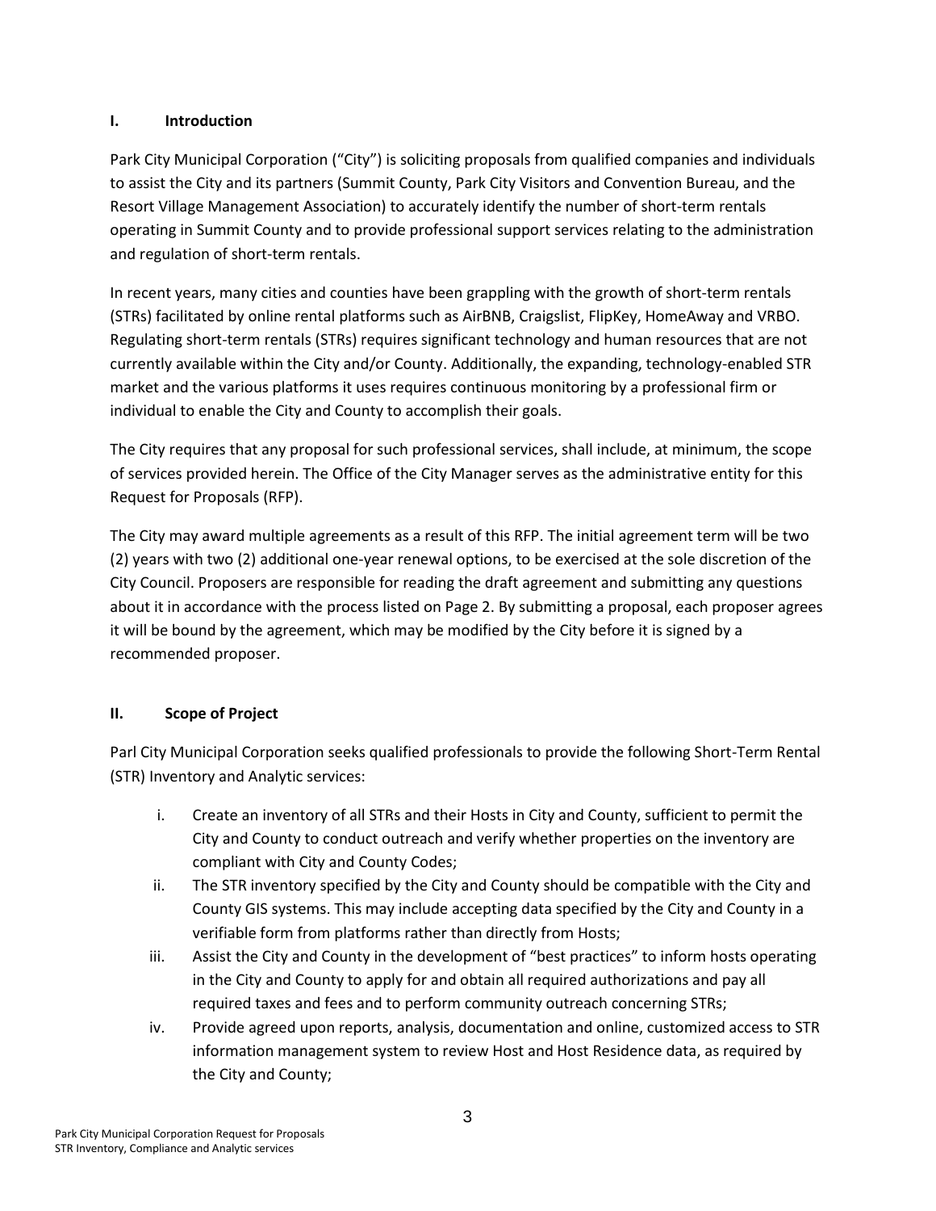## I. Introduction

Park City Municipal Corporation ("City") is soliciting proposals from qualified companies and individuals to assist the City and its partners (Summit County, Park City Visitors and Convention Bureau, and the Resort Village Management Association) to accurately identify the number of short-term rentals operating in Summit County and to provide professional support services relating to the administration and regulation of short-term rentals.

In recent years, many cities and counties have been grappling with the growth of short-term rentals (STRs) facilitated by online rental platforms such as AirBNB, Craigslist, FlipKey, HomeAway and VRBO. Regulating short-term rentals (STRs) requires significant technology and human resources that are not currently available within the City and/or County. Additionally, the expanding, technology-enabled STR market and the various platforms it uses requires continuous monitoring by a professional firm or individual to enable the City and County to accomplish their goals.

The City requires that any proposal for such professional services, shall include, at minimum, the scope of services provided herein. The Office of the City Manager serves as the administrative entity for this Request for Proposals (RFP).

The City may award multiple agreements as a result of this RFP. The initial agreement term will be two (2) years with two (2) additional one-year renewal options, to be exercised at the sole discretion of the City Council. Proposers are responsible for reading the draft agreement and submitting any questions about it in accordance with the process listed on Page 2. By submitting a proposal, each proposer agrees it will be bound by the agreement, which may be modified by the City before it is signed by a recommended proposer.

## II. Scope of Project

Parl City Municipal Corporation seeks qualified professionals to provide the following Short-Term Rental (STR) Inventory and Analytic services:

i. Create an inventory of all STRs and their Hosts in City and County, sufficient to permit the City and County to conduct outreach and verify whether properties on the inventory are compliant with City and County Codes;

ii. The STR inventory specified by the City and County should be compatible with the City and County GIS systems. This may include accepting data specified by the City and County in a verifiable form from platforms rather than directly from Hosts;

iii. Assist the City and County in the development of "best practices" to inform hosts operating in the City and County to apply for and obtain all required authorizations and pay all required taxes and fees and to perform community outreach concerning STRs;

iv. Provide agreed upon reports, analysis, documentation and online, customized access to STR information management system to review Host and Host Residence data, as required by the City and County;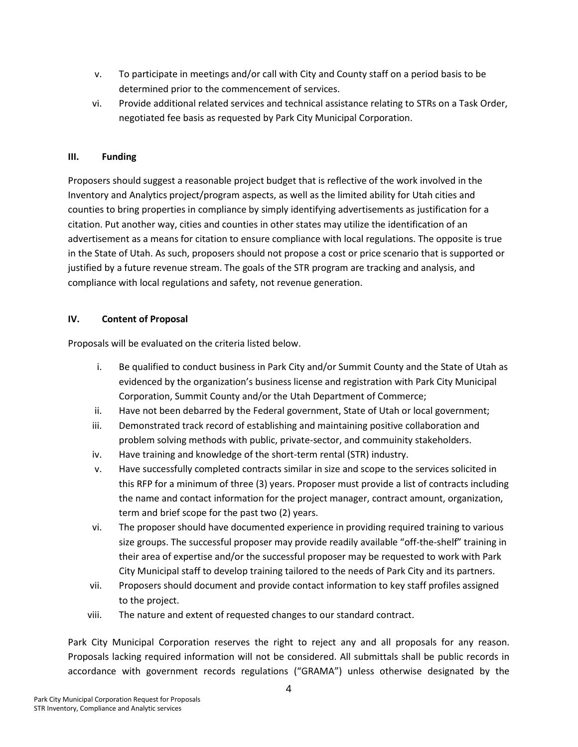v. To participate in meetings and/or call with City and County staff on a period basis to be determined prior to the commencement of services.

vi. Provide additional related services and technical assistance relating to STRs on a Task Order, negotiated fee basis as requested by Park City Municipal Corporation.

## III. Funding

Proposers should suggest a reasonable project budget that is reflective of the work involved in the Inventory and Analytics project/program aspects, as well as the limited ability for Utah cities and counties to bring properties in compliance by simply identifying advertisements as justification for a citation. Put another way, cities and counties in other states may utilize the identification of an advertisement as a means for citation to ensure compliance with local regulations. The opposite is true in the State of Utah. As such, proposers should not propose a cost or price scenario that is supported or justified by a future revenue stream. The goals of the STR program are tracking and analysis, and compliance with local regulations and safety, not revenue generation.

## IV. Content of Proposal

Proposals will be evaluated on the criteria listed below.

i. Be qualified to conduct business in Park City and/or Summit County and the State of Utah as evidenced by the organization's business license and registration with Park City Municipal Corporation, Summit County and/or the Utah Department of Commerce;

ii. Have not been debarred by the Federal government, State of Utah or local government;

iii. Demonstrated track record of establishing and maintaining positive collaboration and problem solving methods with public, private-sector, and commuinity stakeholders.

iv. Have training and knowledge of the short-term rental (STR) industry.

v. Have successfully completed contracts similar in size and scope to the services solicited in this RFP for a minimum of three (3) years. Proposer must provide a list of contracts including the name and contact information for the project manager, contract amount, organization, term and brief scope for the past two (2) years.

vi. The proposer should have documented experience in providing required training to various size groups. The successful proposer may provide readily available "off-the-shelf" training in their area of expertise and/or the successful proposer may be requested to work with Park City Municipal staff to develop training tailored to the needs of Park City and its partners.

vii. Proposers should document and provide contact information to key staff profiles assigned to the project.

viii. The nature and extent of requested changes to our standard contract.

Park City Municipal Corporation reserves the right to reject any and all proposals for any reason. Proposals lacking required information will not be considered. All submittals shall be public records in accordance with government records regulations ("GRAMA") unless otherwise designated by the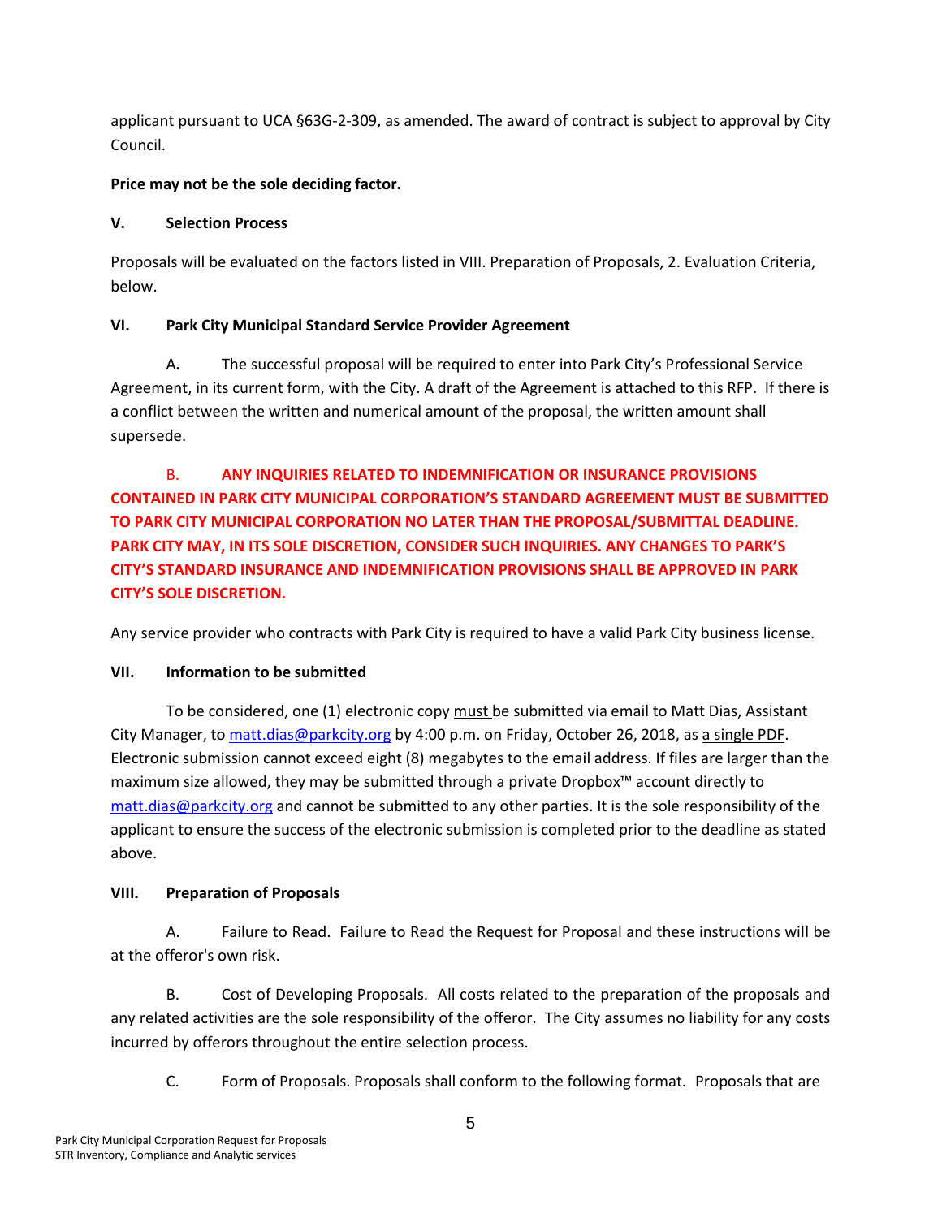applicant pursuant to UCA §63G-2-309, as amended. The award of contract is subject to approval by City Council.

**Price may not be the sole deciding factor.**

**V. Selection Process**

Proposals will be evaluated on the factors listed in VIII. Preparation of Proposals, 2. Evaluation Criteria, below.

**VI. Park City Municipal Standard Service Provider Agreement**

A**.** The successful proposal will be required to enter into Park City's Professional Service Agreement, in its current form, with the City. A draft of the Agreement is attached to this RFP. If there is a conflict between the written and numerical amount of the proposal, the written amount shall supersede.

B. **ANY INQUIRIES RELATED TO INDEMNIFICATION OR INSURANCE PROVISIONS CONTAINED IN PARK CITY MUNICIPAL CORPORATION'S STANDARD AGREEMENT MUST BE SUBMITTED TO PARK CITY MUNICIPAL CORPORATION NO LATER THAN THE PROPOSAL/SUBMITTAL DEADLINE. PARK CITY MAY, IN ITS SOLE DISCRETION, CONSIDER SUCH INQUIRIES. ANY CHANGES TO PARK'S CITY'S STANDARD INSURANCE AND INDEMNIFICATION PROVISIONS SHALL BE APPROVED IN PARK CITY'S SOLE DISCRETION.**

Any service provider who contracts with Park City is required to have a valid Park City business license.

**VII. Information to be submitted**

To be considered, one (1) electronic copy must be submitted via email to Matt Dias, Assistant City Manager, to matt.dias@parkcity.org by 4:00 p.m. on Friday, October 26, 2018, as a single PDF. Electronic submission cannot exceed eight (8) megabytes to the email address. If files are larger than the maximum size allowed, they may be submitted through a private Dropbox™ account directly to matt.dias@parkcity.org and cannot be submitted to any other parties. It is the sole responsibility of the applicant to ensure the success of the electronic submission is completed prior to the deadline as stated above.

**VIII. Preparation of Proposals**

A. Failure to Read. Failure to Read the Request for Proposal and these instructions will be at the offeror's own risk.

B. Cost of Developing Proposals. All costs related to the preparation of the proposals and any related activities are the sole responsibility of the offeror. The City assumes no liability for any costs incurred by offerors throughout the entire selection process.

C. Form of Proposals. Proposals shall conform to the following format. Proposals that are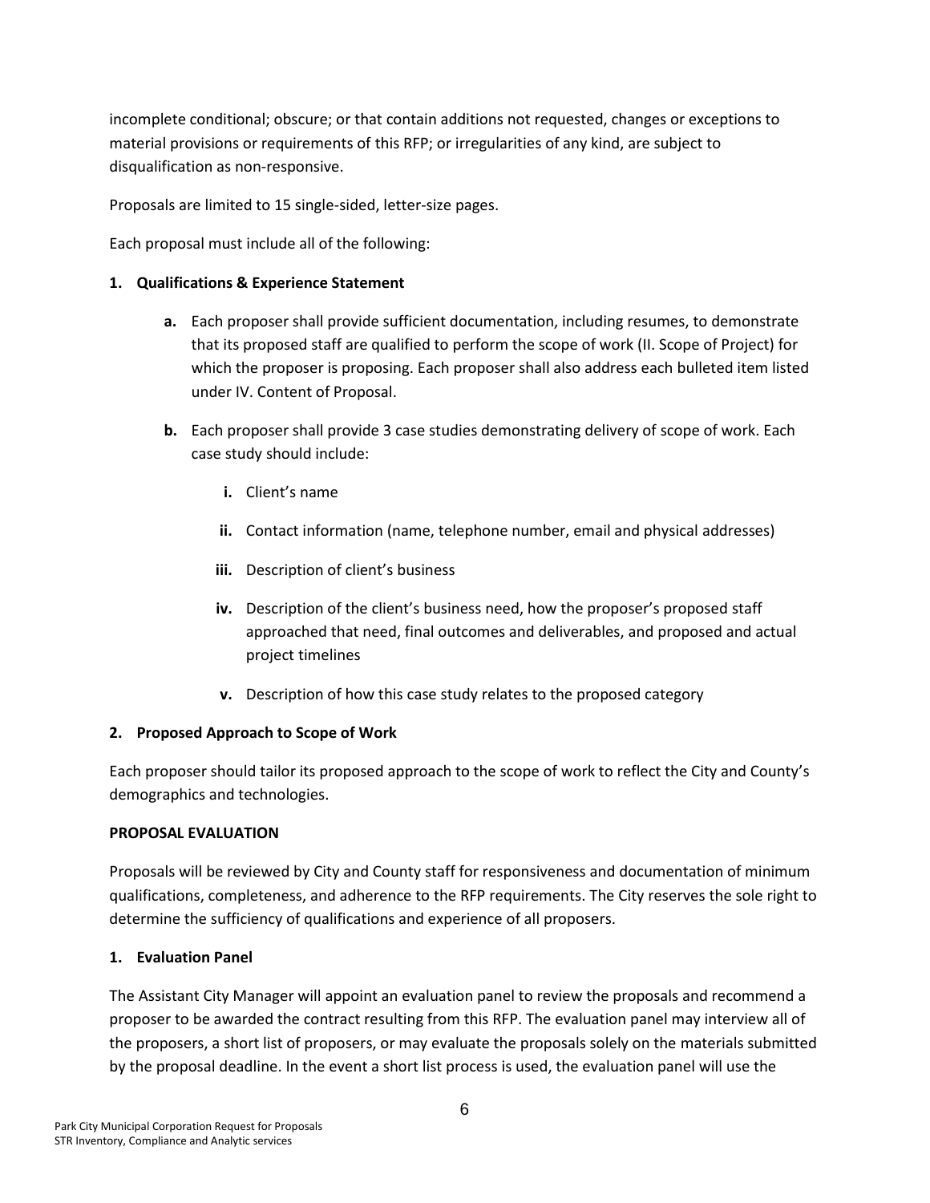incomplete conditional; obscure; or that contain additions not requested, changes or exceptions to material provisions or requirements of this RFP; or irregularities of any kind, are subject to disqualification as non-responsive.

Proposals are limited to 15 single-sided, letter-size pages.

Each proposal must include all of the following:

**1. Qualifications & Experience Statement**

- **a.** Each proposer shall provide sufficient documentation, including resumes, to demonstrate that its proposed staff are qualified to perform the scope of work (II. Scope of Project) for which the proposer is proposing. Each proposer shall also address each bulleted item listed under IV. Content of Proposal.

- **b.** Each proposer shall provide 3 case studies demonstrating delivery of scope of work. Each case study should include:

  - **i.** Client's name
  - **ii.** Contact information (name, telephone number, email and physical addresses)
  - **iii.** Description of client's business
  - **iv.** Description of the client's business need, how the proposer's proposed staff approached that need, final outcomes and deliverables, and proposed and actual project timelines
  - **v.** Description of how this case study relates to the proposed category

**2. Proposed Approach to Scope of Work**

Each proposer should tailor its proposed approach to the scope of work to reflect the City and County's demographics and technologies.

**PROPOSAL EVALUATION**

Proposals will be reviewed by City and County staff for responsiveness and documentation of minimum qualifications, completeness, and adherence to the RFP requirements. The City reserves the sole right to determine the sufficiency of qualifications and experience of all proposers.

**1. Evaluation Panel**

The Assistant City Manager will appoint an evaluation panel to review the proposals and recommend a proposer to be awarded the contract resulting from this RFP. The evaluation panel may interview all of the proposers, a short list of proposers, or may evaluate the proposals solely on the materials submitted by the proposal deadline. In the event a short list process is used, the evaluation panel will use the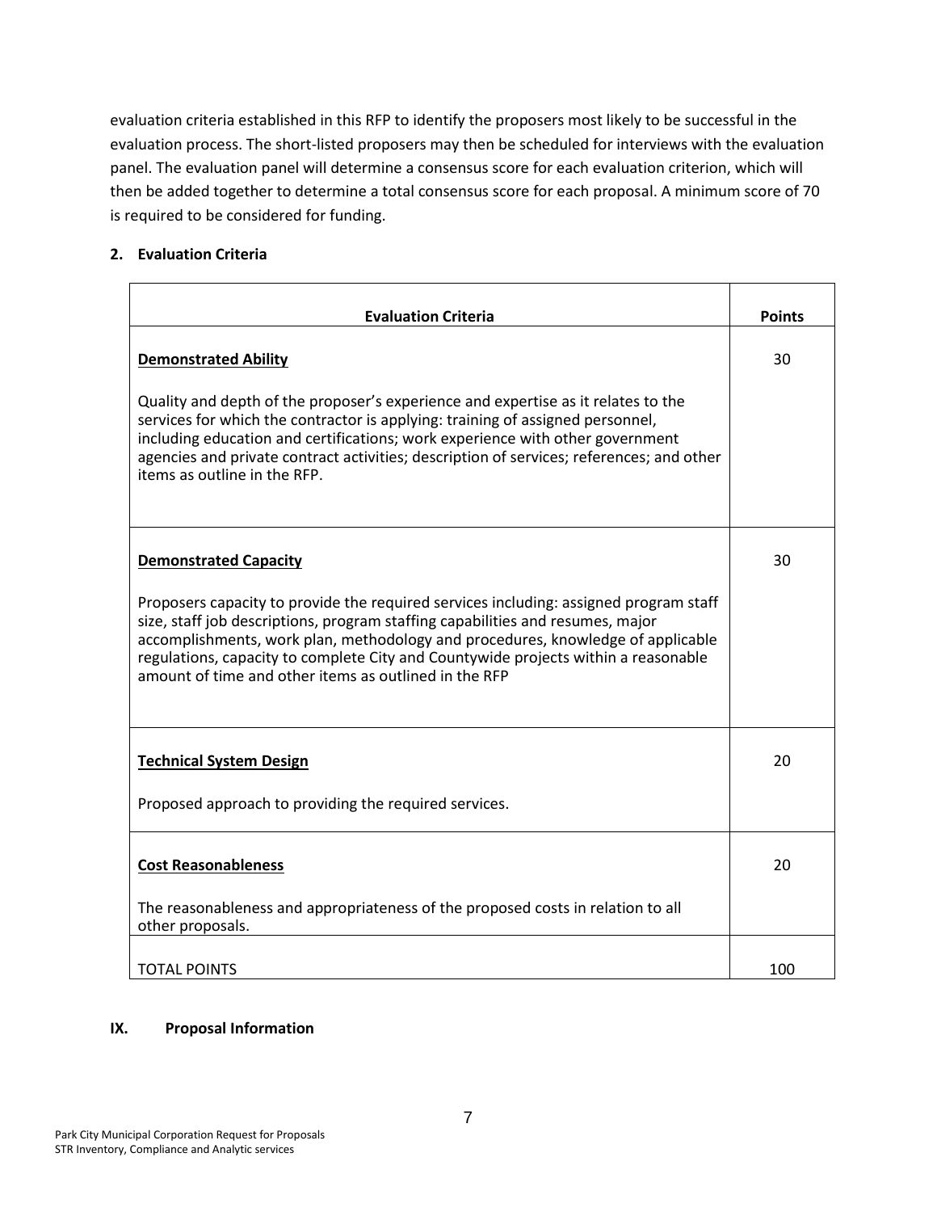evaluation criteria established in this RFP to identify the proposers most likely to be successful in the evaluation process. The short-listed proposers may then be scheduled for interviews with the evaluation panel. The evaluation panel will determine a consensus score for each evaluation criterion, which will then be added together to determine a total consensus score for each proposal. A minimum score of 70 is required to be considered for funding.

**2. Evaluation Criteria**

| Evaluation Criteria | Points |
|---|---|
| **Demonstrated Ability**<br><br>Quality and depth of the proposer's experience and expertise as it relates to the services for which the contractor is applying: training of assigned personnel, including education and certifications; work experience with other government agencies and private contract activities; description of services; references; and other items as outline in the RFP. | 30 |
| **Demonstrated Capacity**<br><br>Proposers capacity to provide the required services including: assigned program staff size, staff job descriptions, program staffing capabilities and resumes, major accomplishments, work plan, methodology and procedures, knowledge of applicable regulations, capacity to complete City and Countywide projects within a reasonable amount of time and other items as outlined in the RFP | 30 |
| **Technical System Design**<br><br>Proposed approach to providing the required services. | 20 |
| **Cost Reasonableness**<br><br>The reasonableness and appropriateness of the proposed costs in relation to all other proposals. | 20 |
| TOTAL POINTS | 100 |

## IX. Proposal Information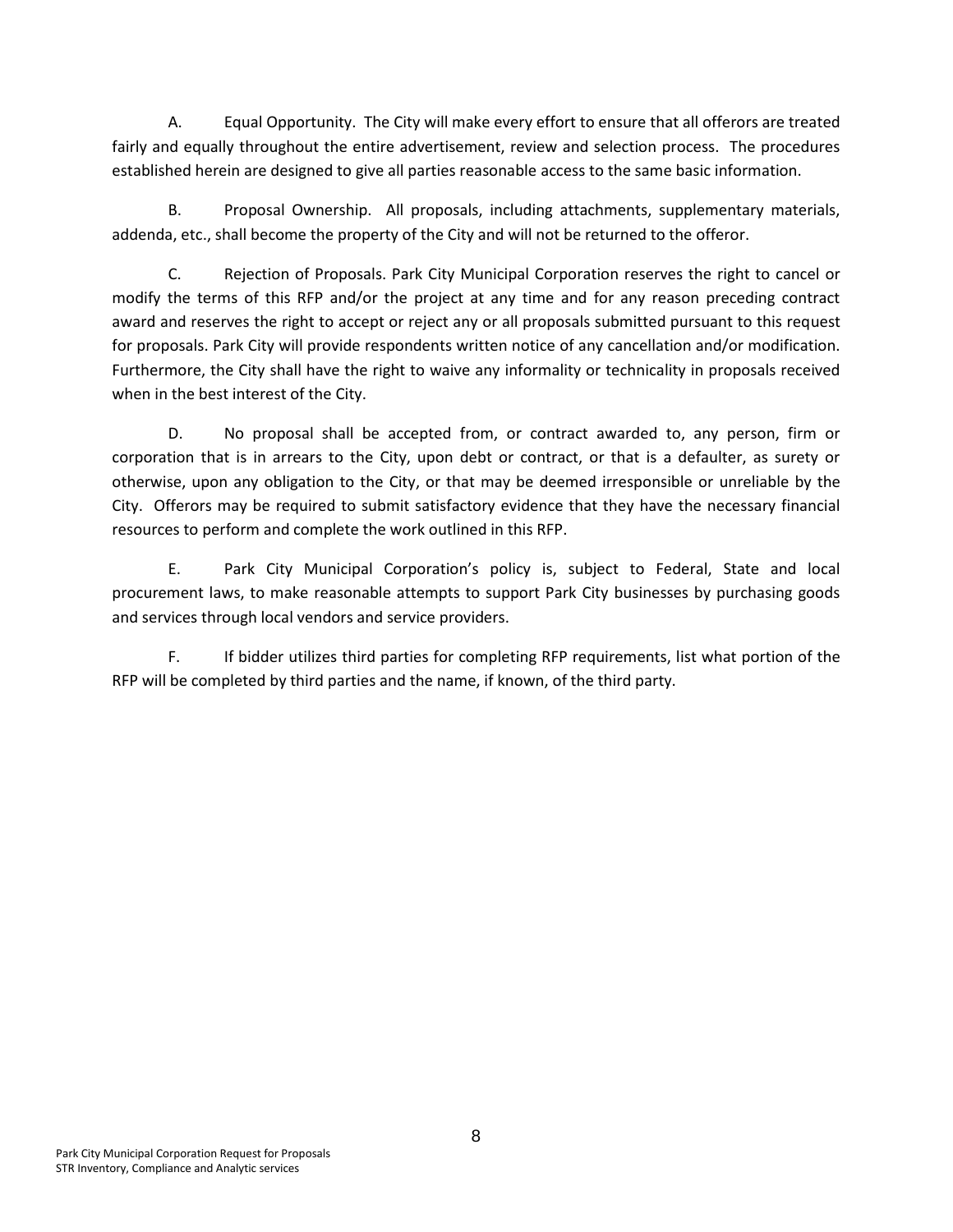A. Equal Opportunity. The City will make every effort to ensure that all offerors are treated fairly and equally throughout the entire advertisement, review and selection process. The procedures established herein are designed to give all parties reasonable access to the same basic information.

B. Proposal Ownership. All proposals, including attachments, supplementary materials, addenda, etc., shall become the property of the City and will not be returned to the offeror.

C. Rejection of Proposals. Park City Municipal Corporation reserves the right to cancel or modify the terms of this RFP and/or the project at any time and for any reason preceding contract award and reserves the right to accept or reject any or all proposals submitted pursuant to this request for proposals. Park City will provide respondents written notice of any cancellation and/or modification. Furthermore, the City shall have the right to waive any informality or technicality in proposals received when in the best interest of the City.

D. No proposal shall be accepted from, or contract awarded to, any person, firm or corporation that is in arrears to the City, upon debt or contract, or that is a defaulter, as surety or otherwise, upon any obligation to the City, or that may be deemed irresponsible or unreliable by the City. Offerors may be required to submit satisfactory evidence that they have the necessary financial resources to perform and complete the work outlined in this RFP.

E. Park City Municipal Corporation's policy is, subject to Federal, State and local procurement laws, to make reasonable attempts to support Park City businesses by purchasing goods and services through local vendors and service providers.

F. If bidder utilizes third parties for completing RFP requirements, list what portion of the RFP will be completed by third parties and the name, if known, of the third party.